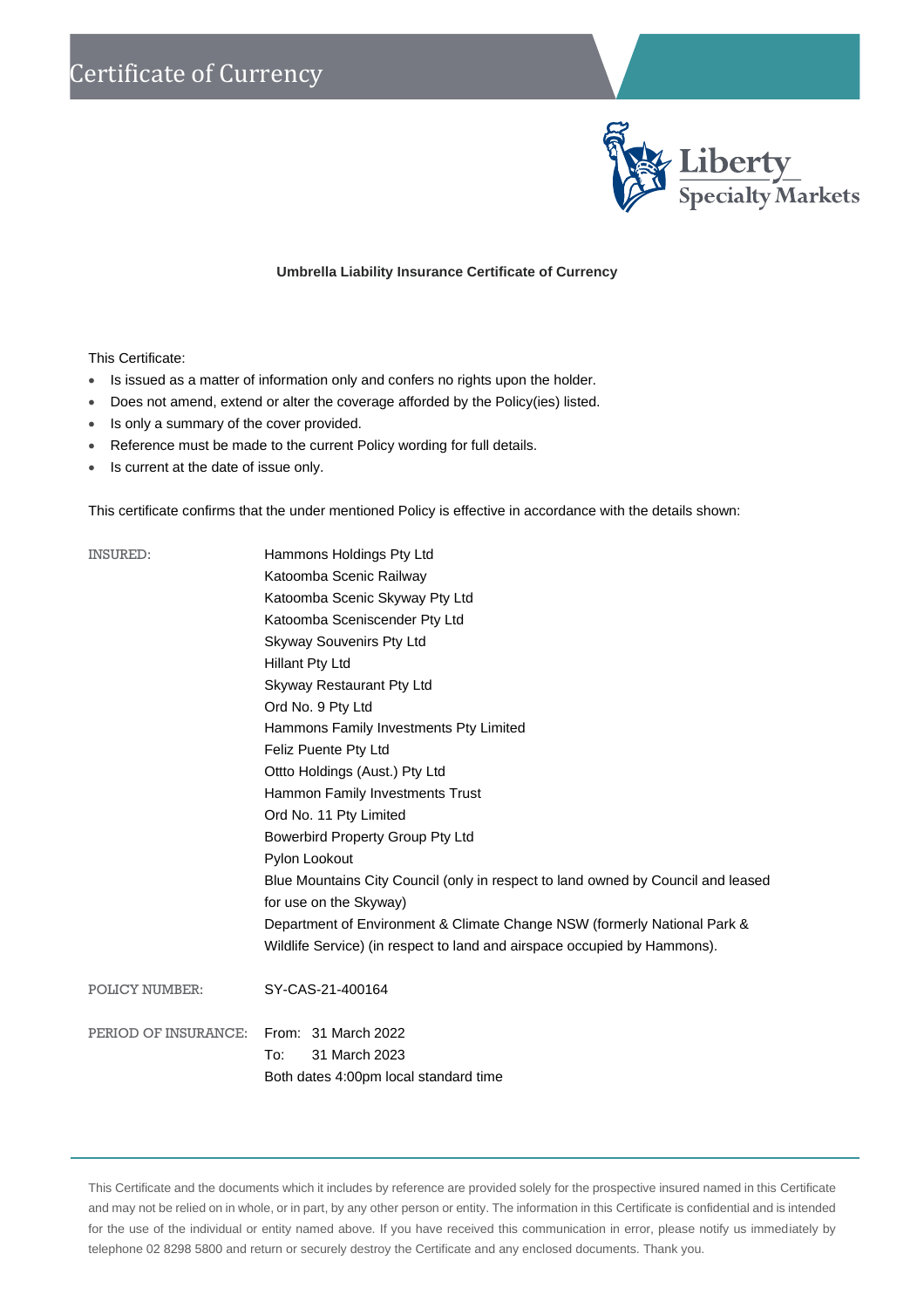# Certificate of Currency

Liberty Specialty Markets

**Umbrella Liability Insurance Certificate of Currency**

This Certificate:

- Is issued as a matter of information only and confers no rights upon the holder.
- Does not amend, extend or alter the coverage afforded by the Policy(ies) listed.
- Is only a summary of the cover provided.
- Reference must be made to the current Policy wording for full details.
- Is current at the date of issue only.

This certificate confirms that the under mentioned Policy is effective in accordance with the details shown:

INSURED:

Hammons Holdings Pty Ltd
Katoomba Scenic Railway
Katoomba Scenic Skyway Pty Ltd
Katoomba Sceniscender Pty Ltd
Skyway Souvenirs Pty Ltd
Hillant Pty Ltd
Skyway Restaurant Pty Ltd
Ord No. 9 Pty Ltd
Hammons Family Investments Pty Limited
Feliz Puente Pty Ltd
Ottto Holdings (Aust.) Pty Ltd
Hammon Family Investments Trust
Ord No. 11 Pty Limited
Bowerbird Property Group Pty Ltd
Pylon Lookout
Blue Mountains City Council (only in respect to land owned by Council and leased for use on the Skyway)
Department of Environment & Climate Change NSW (formerly National Park & Wildlife Service) (in respect to land and airspace occupied by Hammons).

POLICY NUMBER: SY-CAS-21-400164

PERIOD OF INSURANCE:

From: 31 March 2022
To: 31 March 2023
Both dates 4:00pm local standard time

This Certificate and the documents which it includes by reference are provided solely for the prospective insured named in this Certificate and may not be relied on in whole, or in part, by any other person or entity. The information in this Certificate is confidential and is intended for the use of the individual or entity named above. If you have received this communication in error, please notify us immediately by telephone 02 8298 5800 and return or securely destroy the Certificate and any enclosed documents. Thank you.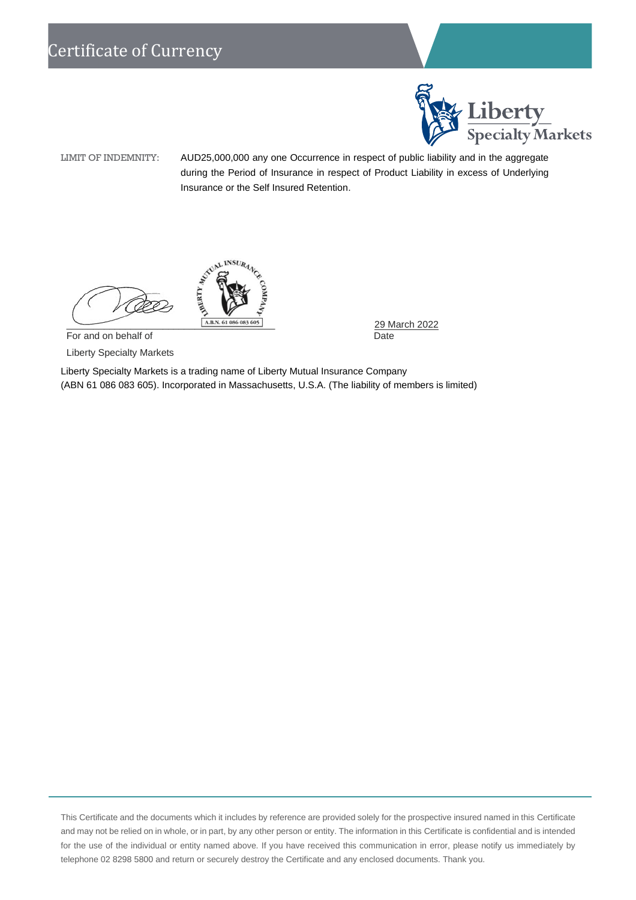# Certificate of Currency

Liberty Specialty Markets

LIMIT OF INDEMNITY: AUD25,000,000 any one Occurrence in respect of public liability and in the aggregate during the Period of Insurance in respect of Product Liability in excess of Underlying Insurance or the Self Insured Retention.

LIBERTY MUTUAL INSURANCE COMPANY A.B.N. 61 086 083 605

For and on behalf of

Liberty Specialty Markets

29 March 2022

Date

Liberty Specialty Markets is a trading name of Liberty Mutual Insurance Company (ABN 61 086 083 605). Incorporated in Massachusetts, U.S.A. (The liability of members is limited)

This Certificate and the documents which it includes by reference are provided solely for the prospective insured named in this Certificate and may not be relied on in whole, or in part, by any other person or entity. The information in this Certificate is confidential and is intended for the use of the individual or entity named above. If you have received this communication in error, please notify us immediately by telephone 02 8298 5800 and return or securely destroy the Certificate and any enclosed documents. Thank you.